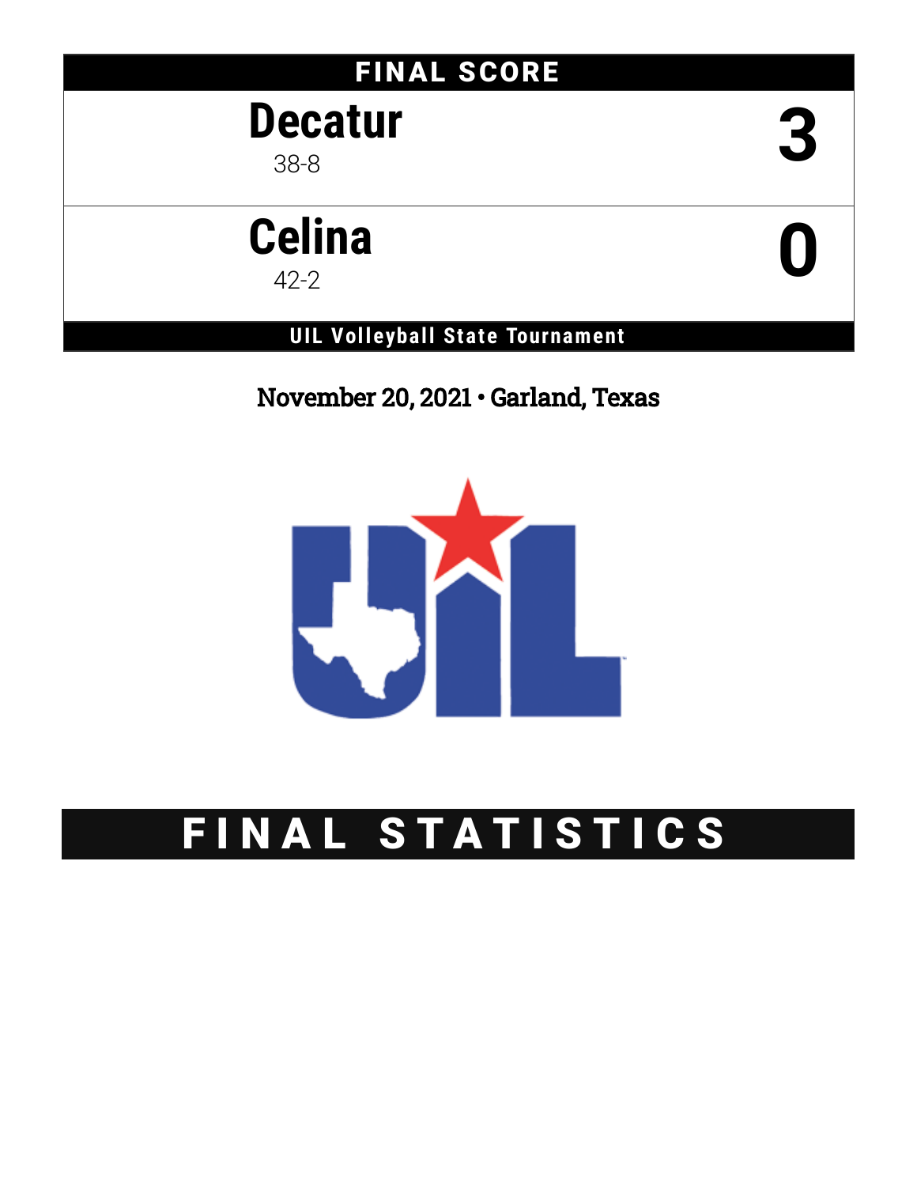## FINAL SCORE

| Team | Score |
|---|---|
| **Decatur** 38-8 | 3 |
| **Celina** 42-2 | 0 |

**UIL Volleyball State Tournament**

November 20, 2021 • Garland, Texas

# FINAL STATISTICS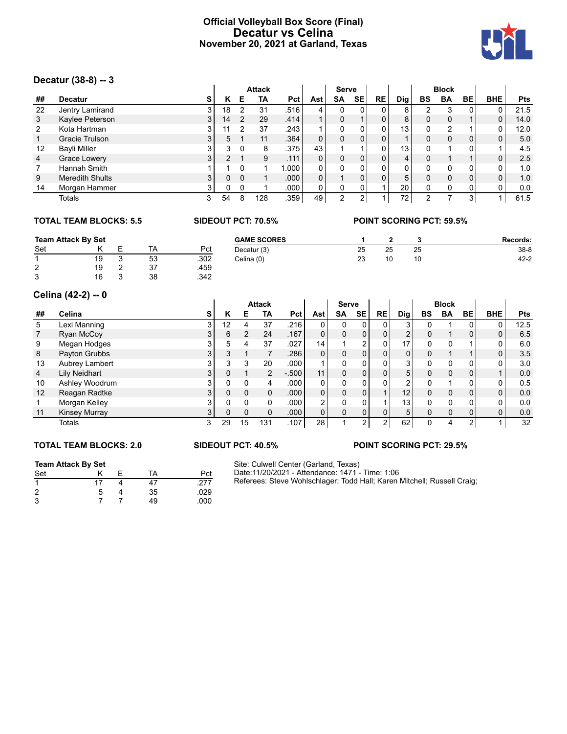# Official Volleyball Box Score (Final)
## Decatur vs Celina
### November 20, 2021 at Garland, Texas

## Decatur (38-8) -- 3

| | | | Attack | | | | | Serve | | | | Block | | | | |
|---|---|---|---|---|---|---|---|---|---|---|---|---|---|---|---|---|
| ## | Decatur | S | K | E | TA | Pct | Ast | SA | SE | RE | Dig | BS | BA | BE | BHE | Pts |
| 22 | Jentry Lamirand | 3 | 18 | 2 | 31 | .516 | 4 | 0 | 0 | 0 | 8 | 2 | 3 | 0 | 0 | 21.5 |
| 3 | Kaylee Peterson | 3 | 14 | 2 | 29 | .414 | 1 | 0 | 1 | 0 | 8 | 0 | 0 | 1 | 0 | 14.0 |
| 2 | Kota Hartman | 3 | 11 | 2 | 37 | .243 | 1 | 0 | 0 | 0 | 13 | 0 | 2 | 1 | 0 | 12.0 |
| 1 | Gracie Trulson | 3 | 5 | 1 | 11 | .364 | 0 | 0 | 0 | 0 | 1 | 0 | 0 | 0 | 0 | 5.0 |
| 12 | Bayli Miller | 3 | 3 | 0 | 8 | .375 | 43 | 1 | 1 | 0 | 13 | 0 | 1 | 0 | 1 | 4.5 |
| 4 | Grace Lowery | 3 | 2 | 1 | 9 | .111 | 0 | 0 | 0 | 0 | 4 | 0 | 1 | 1 | 0 | 2.5 |
| 7 | Hannah Smith | 1 | 1 | 0 | 1 | 1.000 | 0 | 0 | 0 | 0 | 0 | 0 | 0 | 0 | 0 | 1.0 |
| 9 | Meredith Shults | 3 | 0 | 0 | 1 | .000 | 0 | 1 | 0 | 0 | 5 | 0 | 0 | 0 | 0 | 1.0 |
| 14 | Morgan Hammer | 3 | 0 | 0 | 1 | .000 | 0 | 0 | 0 | 1 | 20 | 0 | 0 | 0 | 0 | 0.0 |
| | Totals | 3 | 54 | 8 | 128 | .359 | 49 | 2 | 2 | 1 | 72 | 2 | 7 | 3 | 1 | 61.5 |

**TOTAL TEAM BLOCKS: 5.5** **SIDEOUT PCT: 70.5%** **POINT SCORING PCT: 59.5%**

**Team Attack By Set**

| Set | K | E | TA | Pct |
|---|---|---|---|---|
| 1 | 19 | 3 | 53 | .302 |
| 2 | 19 | 2 | 37 | .459 |
| 3 | 16 | 3 | 38 | .342 |

| GAME SCORES | 1 | 2 | 3 | Records: |
|---|---|---|---|---|
| Decatur (3) | 25 | 25 | 25 | 38-8 |
| Celina (0) | 23 | 10 | 10 | 42-2 |

## Celina (42-2) -- 0

| | | | Attack | | | | | Serve | | | | Block | | | | |
|---|---|---|---|---|---|---|---|---|---|---|---|---|---|---|---|---|
| ## | Celina | S | K | E | TA | Pct | Ast | SA | SE | RE | Dig | BS | BA | BE | BHE | Pts |
| 5 | Lexi Manning | 3 | 12 | 4 | 37 | .216 | 0 | 0 | 0 | 0 | 3 | 0 | 1 | 0 | 0 | 12.5 |
| 7 | Ryan McCoy | 3 | 6 | 2 | 24 | .167 | 0 | 0 | 0 | 0 | 2 | 0 | 1 | 0 | 0 | 6.5 |
| 9 | Megan Hodges | 3 | 5 | 4 | 37 | .027 | 14 | 1 | 2 | 0 | 17 | 0 | 0 | 1 | 0 | 6.0 |
| 8 | Payton Grubbs | 3 | 3 | 1 | 7 | .286 | 0 | 0 | 0 | 0 | 0 | 0 | 1 | 1 | 0 | 3.5 |
| 13 | Aubrey Lambert | 3 | 3 | 3 | 20 | .000 | 1 | 0 | 0 | 0 | 3 | 0 | 0 | 0 | 0 | 3.0 |
| 4 | Lily Neidhart | 3 | 0 | 1 | 2 | -.500 | 11 | 0 | 0 | 0 | 5 | 0 | 0 | 0 | 1 | 0.0 |
| 10 | Ashley Woodrum | 3 | 0 | 0 | 4 | .000 | 0 | 0 | 0 | 0 | 2 | 0 | 1 | 0 | 0 | 0.5 |
| 12 | Reagan Radtke | 3 | 0 | 0 | 0 | .000 | 0 | 0 | 0 | 1 | 12 | 0 | 0 | 0 | 0 | 0.0 |
| 1 | Morgan Kelley | 3 | 0 | 0 | 0 | .000 | 2 | 0 | 0 | 1 | 13 | 0 | 0 | 0 | 0 | 0.0 |
| 11 | Kinsey Murray | 3 | 0 | 0 | 0 | .000 | 0 | 0 | 0 | 0 | 5 | 0 | 0 | 0 | 0 | 0.0 |
| | Totals | 3 | 29 | 15 | 131 | .107 | 28 | 1 | 2 | 2 | 62 | 0 | 4 | 2 | 1 | 32 |

**TOTAL TEAM BLOCKS: 2.0** **SIDEOUT PCT: 40.5%** **POINT SCORING PCT: 29.5%**

**Team Attack By Set**

| Set | K | E | TA | Pct |
|---|---|---|---|---|
| 1 | 17 | 4 | 47 | .277 |
| 2 | 5 | 4 | 35 | .029 |
| 3 | 7 | 7 | 49 | .000 |

Site: Culwell Center (Garland, Texas)
Date:11/20/2021 - Attendance: 1471 - Time: 1:06
Referees: Steve Wohlschlager; Todd Hall; Karen Mitchell; Russell Craig;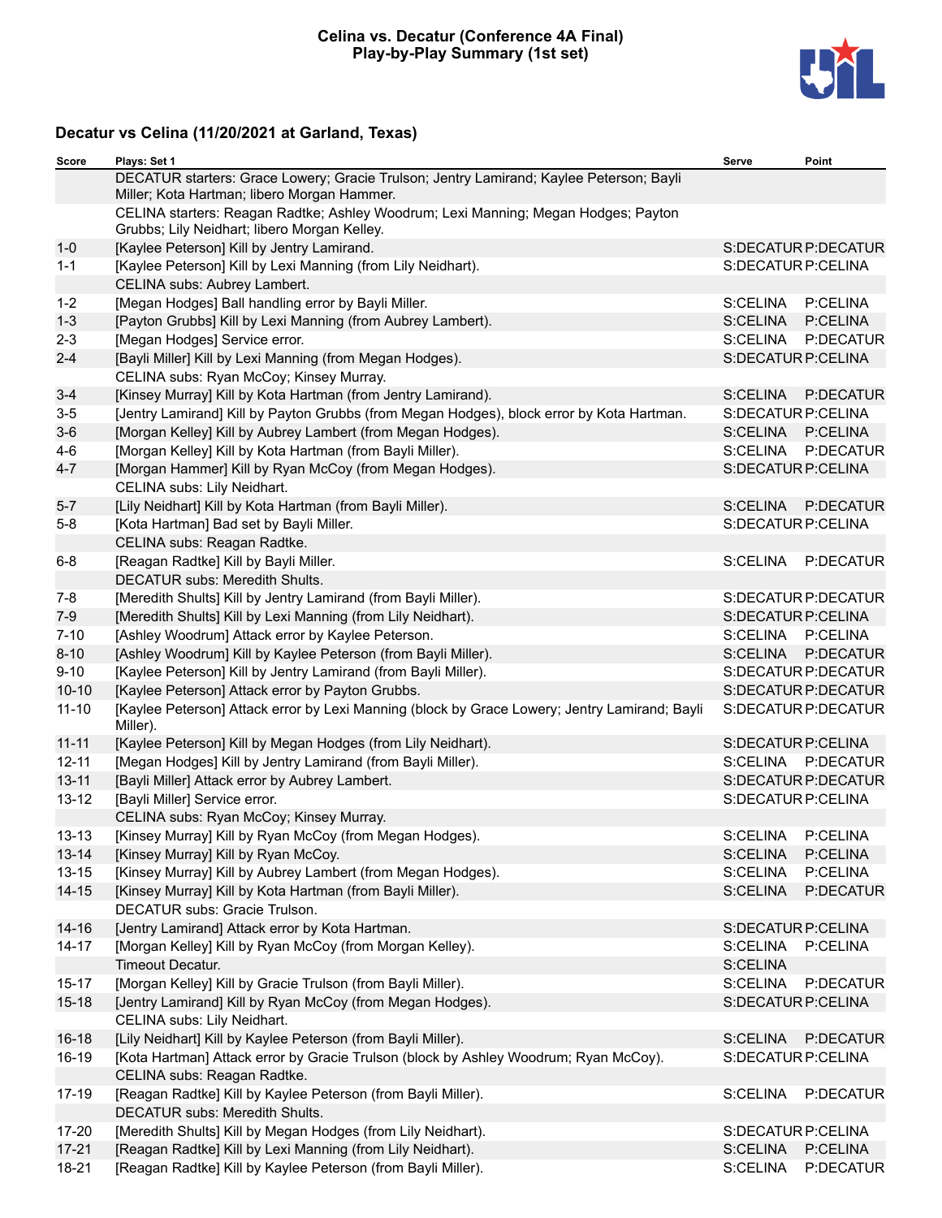# Celina vs. Decatur (Conference 4A Final)
# Play-by-Play Summary (1st set)

## Decatur vs Celina (11/20/2021 at Garland, Texas)

| Score | Plays: Set 1 | Serve | Point |
|---|---|---|---|
| | DECATUR starters: Grace Lowery; Gracie Trulson; Jentry Lamirand; Kaylee Peterson; Bayli Miller; Kota Hartman; libero Morgan Hammer. | | |
| | CELINA starters: Reagan Radtke; Ashley Woodrum; Lexi Manning; Megan Hodges; Payton Grubbs; Lily Neidhart; libero Morgan Kelley. | | |
| 1-0 | [Kaylee Peterson] Kill by Jentry Lamirand. | S:DECATUR | P:DECATUR |
| 1-1 | [Kaylee Peterson] Kill by Lexi Manning (from Lily Neidhart). | S:DECATUR | P:CELINA |
| | CELINA subs: Aubrey Lambert. | | |
| 1-2 | [Megan Hodges] Ball handling error by Bayli Miller. | S:CELINA | P:CELINA |
| 1-3 | [Payton Grubbs] Kill by Lexi Manning (from Aubrey Lambert). | S:CELINA | P:CELINA |
| 2-3 | [Megan Hodges] Service error. | S:CELINA | P:DECATUR |
| 2-4 | [Bayli Miller] Kill by Lexi Manning (from Megan Hodges). | S:DECATUR | P:CELINA |
| | CELINA subs: Ryan McCoy; Kinsey Murray. | | |
| 3-4 | [Kinsey Murray] Kill by Kota Hartman (from Jentry Lamirand). | S:CELINA | P:DECATUR |
| 3-5 | [Jentry Lamirand] Kill by Payton Grubbs (from Megan Hodges), block error by Kota Hartman. | S:DECATUR | P:CELINA |
| 3-6 | [Morgan Kelley] Kill by Aubrey Lambert (from Megan Hodges). | S:CELINA | P:CELINA |
| 4-6 | [Morgan Kelley] Kill by Kota Hartman (from Bayli Miller). | S:CELINA | P:DECATUR |
| 4-7 | [Morgan Hammer] Kill by Ryan McCoy (from Megan Hodges). | S:DECATUR | P:CELINA |
| | CELINA subs: Lily Neidhart. | | |
| 5-7 | [Lily Neidhart] Kill by Kota Hartman (from Bayli Miller). | S:CELINA | P:DECATUR |
| 5-8 | [Kota Hartman] Bad set by Bayli Miller. | S:DECATUR | P:CELINA |
| | CELINA subs: Reagan Radtke. | | |
| 6-8 | [Reagan Radtke] Kill by Bayli Miller. | S:CELINA | P:DECATUR |
| | DECATUR subs: Meredith Shults. | | |
| 7-8 | [Meredith Shults] Kill by Jentry Lamirand (from Bayli Miller). | S:DECATUR | P:DECATUR |
| 7-9 | [Meredith Shults] Kill by Lexi Manning (from Lily Neidhart). | S:DECATUR | P:CELINA |
| 7-10 | [Ashley Woodrum] Attack error by Kaylee Peterson. | S:CELINA | P:CELINA |
| 8-10 | [Ashley Woodrum] Kill by Kaylee Peterson (from Bayli Miller). | S:CELINA | P:DECATUR |
| 9-10 | [Kaylee Peterson] Kill by Jentry Lamirand (from Bayli Miller). | S:DECATUR | P:DECATUR |
| 10-10 | [Kaylee Peterson] Attack error by Payton Grubbs. | S:DECATUR | P:DECATUR |
| 11-10 | [Kaylee Peterson] Attack error by Lexi Manning (block by Grace Lowery; Jentry Lamirand; Bayli Miller). | S:DECATUR | P:DECATUR |
| 11-11 | [Kaylee Peterson] Kill by Megan Hodges (from Lily Neidhart). | S:DECATUR | P:CELINA |
| 12-11 | [Megan Hodges] Kill by Jentry Lamirand (from Bayli Miller). | S:CELINA | P:DECATUR |
| 13-11 | [Bayli Miller] Attack error by Aubrey Lambert. | S:DECATUR | P:DECATUR |
| 13-12 | [Bayli Miller] Service error. | S:DECATUR | P:CELINA |
| | CELINA subs: Ryan McCoy; Kinsey Murray. | | |
| 13-13 | [Kinsey Murray] Kill by Ryan McCoy (from Megan Hodges). | S:CELINA | P:CELINA |
| 13-14 | [Kinsey Murray] Kill by Ryan McCoy. | S:CELINA | P:CELINA |
| 13-15 | [Kinsey Murray] Kill by Aubrey Lambert (from Megan Hodges). | S:CELINA | P:CELINA |
| 14-15 | [Kinsey Murray] Kill by Kota Hartman (from Bayli Miller). | S:CELINA | P:DECATUR |
| | DECATUR subs: Gracie Trulson. | | |
| 14-16 | [Jentry Lamirand] Attack error by Kota Hartman. | S:DECATUR | P:CELINA |
| 14-17 | [Morgan Kelley] Kill by Ryan McCoy (from Morgan Kelley). | S:CELINA | P:CELINA |
| | Timeout Decatur. | S:CELINA | |
| 15-17 | [Morgan Kelley] Kill by Gracie Trulson (from Bayli Miller). | S:CELINA | P:DECATUR |
| 15-18 | [Jentry Lamirand] Kill by Ryan McCoy (from Megan Hodges). | S:DECATUR | P:CELINA |
| | CELINA subs: Lily Neidhart. | | |
| 16-18 | [Lily Neidhart] Kill by Kaylee Peterson (from Bayli Miller). | S:CELINA | P:DECATUR |
| 16-19 | [Kota Hartman] Attack error by Gracie Trulson (block by Ashley Woodrum; Ryan McCoy). | S:DECATUR | P:CELINA |
| | CELINA subs: Reagan Radtke. | | |
| 17-19 | [Reagan Radtke] Kill by Kaylee Peterson (from Bayli Miller). | S:CELINA | P:DECATUR |
| | DECATUR subs: Meredith Shults. | | |
| 17-20 | [Meredith Shults] Kill by Megan Hodges (from Lily Neidhart). | S:DECATUR | P:CELINA |
| 17-21 | [Reagan Radtke] Kill by Lexi Manning (from Lily Neidhart). | S:CELINA | P:CELINA |
| 18-21 | [Reagan Radtke] Kill by Kaylee Peterson (from Bayli Miller). | S:CELINA | P:DECATUR |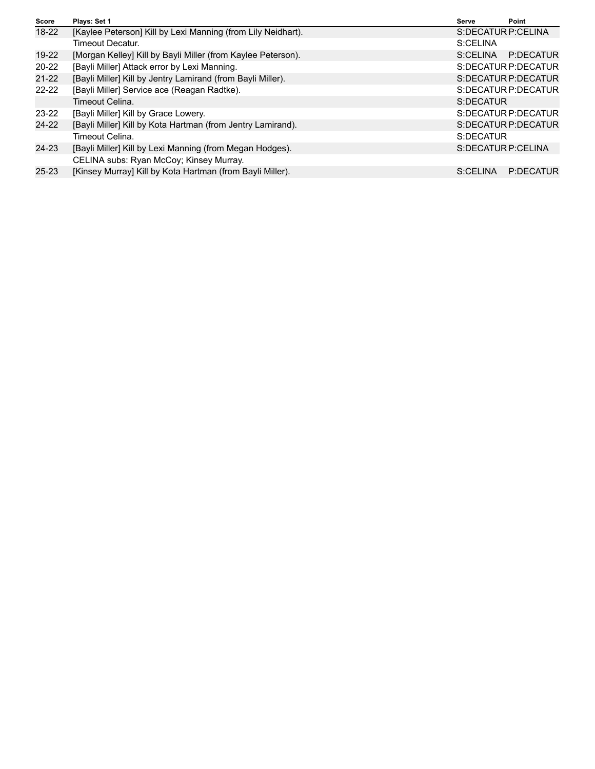| Score | Plays: Set 1 | Serve | Point |
|---|---|---|---|
| 18-22 | [Kaylee Peterson] Kill by Lexi Manning (from Lily Neidhart). | S:DECATUR | P:CELINA |
| | Timeout Decatur. | S:CELINA | |
| 19-22 | [Morgan Kelley] Kill by Bayli Miller (from Kaylee Peterson). | S:CELINA | P:DECATUR |
| 20-22 | [Bayli Miller] Attack error by Lexi Manning. | S:DECATUR | P:DECATUR |
| 21-22 | [Bayli Miller] Kill by Jentry Lamirand (from Bayli Miller). | S:DECATUR | P:DECATUR |
| 22-22 | [Bayli Miller] Service ace (Reagan Radtke). | S:DECATUR | P:DECATUR |
| | Timeout Celina. | S:DECATUR | |
| 23-22 | [Bayli Miller] Kill by Grace Lowery. | S:DECATUR | P:DECATUR |
| 24-22 | [Bayli Miller] Kill by Kota Hartman (from Jentry Lamirand). | S:DECATUR | P:DECATUR |
| | Timeout Celina. | S:DECATUR | |
| 24-23 | [Bayli Miller] Kill by Lexi Manning (from Megan Hodges). | S:DECATUR | P:CELINA |
| | CELINA subs: Ryan McCoy; Kinsey Murray. | | |
| 25-23 | [Kinsey Murray] Kill by Kota Hartman (from Bayli Miller). | S:CELINA | P:DECATUR |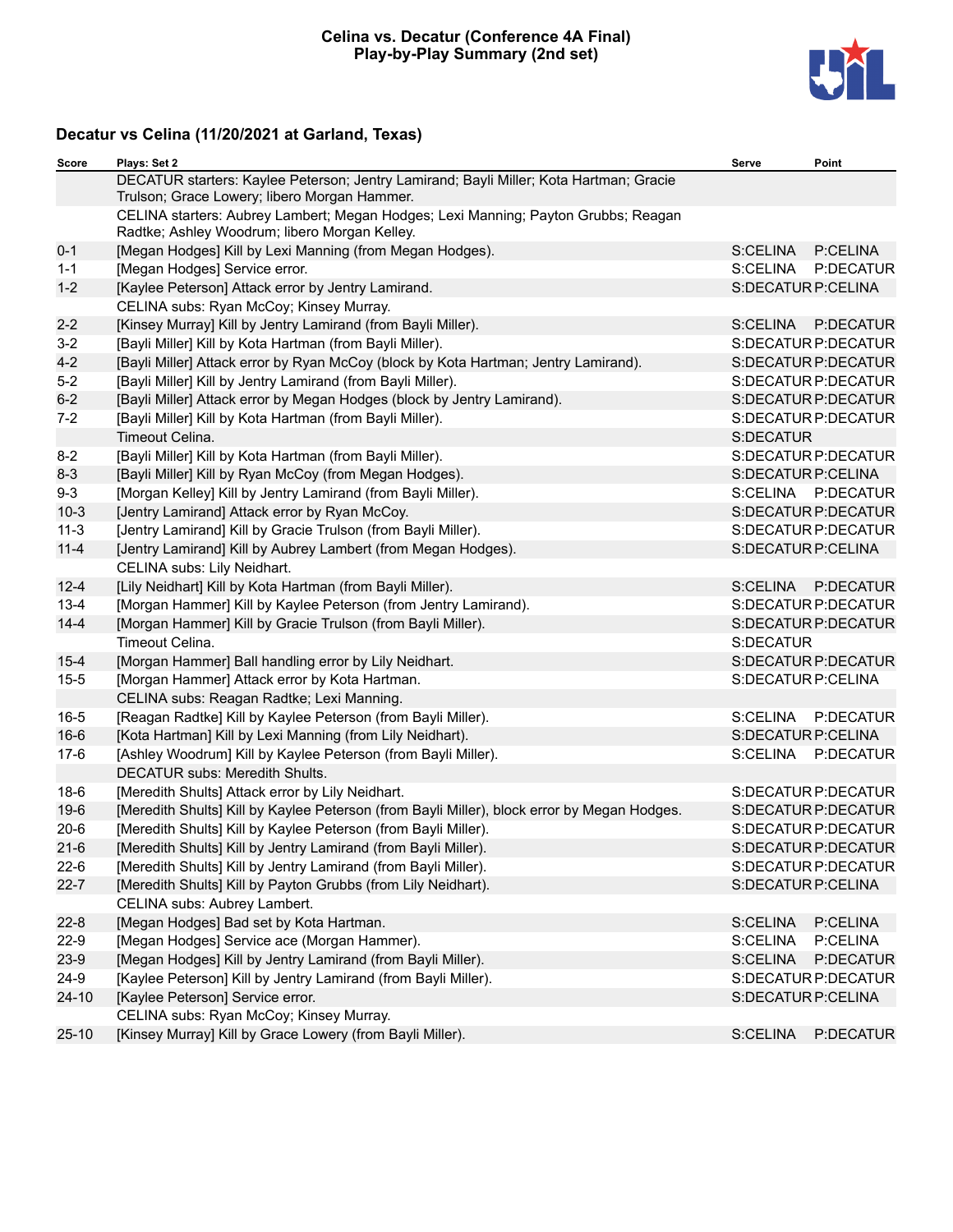**Celina vs. Decatur (Conference 4A Final)**
**Play-by-Play Summary (2nd set)**

## Decatur vs Celina (11/20/2021 at Garland, Texas)

| Score | Plays: Set 2 | Serve | Point |
|---|---|---|---|
| | DECATUR starters: Kaylee Peterson; Jentry Lamirand; Bayli Miller; Kota Hartman; Gracie Trulson; Grace Lowery; libero Morgan Hammer. | | |
| | CELINA starters: Aubrey Lambert; Megan Hodges; Lexi Manning; Payton Grubbs; Reagan Radtke; Ashley Woodrum; libero Morgan Kelley. | | |
| 0-1 | [Megan Hodges] Kill by Lexi Manning (from Megan Hodges). | S:CELINA | P:CELINA |
| 1-1 | [Megan Hodges] Service error. | S:CELINA | P:DECATUR |
| 1-2 | [Kaylee Peterson] Attack error by Jentry Lamirand. | S:DECATUR | P:CELINA |
| | CELINA subs: Ryan McCoy; Kinsey Murray. | | |
| 2-2 | [Kinsey Murray] Kill by Jentry Lamirand (from Bayli Miller). | S:CELINA | P:DECATUR |
| 3-2 | [Bayli Miller] Kill by Kota Hartman (from Bayli Miller). | S:DECATUR | P:DECATUR |
| 4-2 | [Bayli Miller] Attack error by Ryan McCoy (block by Kota Hartman; Jentry Lamirand). | S:DECATUR | P:DECATUR |
| 5-2 | [Bayli Miller] Kill by Jentry Lamirand (from Bayli Miller). | S:DECATUR | P:DECATUR |
| 6-2 | [Bayli Miller] Attack error by Megan Hodges (block by Jentry Lamirand). | S:DECATUR | P:DECATUR |
| 7-2 | [Bayli Miller] Kill by Kota Hartman (from Bayli Miller). | S:DECATUR | P:DECATUR |
| | Timeout Celina. | S:DECATUR | |
| 8-2 | [Bayli Miller] Kill by Kota Hartman (from Bayli Miller). | S:DECATUR | P:DECATUR |
| 8-3 | [Bayli Miller] Kill by Ryan McCoy (from Megan Hodges). | S:DECATUR | P:CELINA |
| 9-3 | [Morgan Kelley] Kill by Jentry Lamirand (from Bayli Miller). | S:CELINA | P:DECATUR |
| 10-3 | [Jentry Lamirand] Attack error by Ryan McCoy. | S:DECATUR | P:DECATUR |
| 11-3 | [Jentry Lamirand] Kill by Gracie Trulson (from Bayli Miller). | S:DECATUR | P:DECATUR |
| 11-4 | [Jentry Lamirand] Kill by Aubrey Lambert (from Megan Hodges). | S:DECATUR | P:CELINA |
| | CELINA subs: Lily Neidhart. | | |
| 12-4 | [Lily Neidhart] Kill by Kota Hartman (from Bayli Miller). | S:CELINA | P:DECATUR |
| 13-4 | [Morgan Hammer] Kill by Kaylee Peterson (from Jentry Lamirand). | S:DECATUR | P:DECATUR |
| 14-4 | [Morgan Hammer] Kill by Gracie Trulson (from Bayli Miller). | S:DECATUR | P:DECATUR |
| | Timeout Celina. | S:DECATUR | |
| 15-4 | [Morgan Hammer] Ball handling error by Lily Neidhart. | S:DECATUR | P:DECATUR |
| 15-5 | [Morgan Hammer] Attack error by Kota Hartman. | S:DECATUR | P:CELINA |
| | CELINA subs: Reagan Radtke; Lexi Manning. | | |
| 16-5 | [Reagan Radtke] Kill by Kaylee Peterson (from Bayli Miller). | S:CELINA | P:DECATUR |
| 16-6 | [Kota Hartman] Kill by Lexi Manning (from Lily Neidhart). | S:DECATUR | P:CELINA |
| 17-6 | [Ashley Woodrum] Kill by Kaylee Peterson (from Bayli Miller). | S:CELINA | P:DECATUR |
| | DECATUR subs: Meredith Shults. | | |
| 18-6 | [Meredith Shults] Attack error by Lily Neidhart. | S:DECATUR | P:DECATUR |
| 19-6 | [Meredith Shults] Kill by Kaylee Peterson (from Bayli Miller), block error by Megan Hodges. | S:DECATUR | P:DECATUR |
| 20-6 | [Meredith Shults] Kill by Kaylee Peterson (from Bayli Miller). | S:DECATUR | P:DECATUR |
| 21-6 | [Meredith Shults] Kill by Jentry Lamirand (from Bayli Miller). | S:DECATUR | P:DECATUR |
| 22-6 | [Meredith Shults] Kill by Jentry Lamirand (from Bayli Miller). | S:DECATUR | P:DECATUR |
| 22-7 | [Meredith Shults] Kill by Payton Grubbs (from Lily Neidhart). | S:DECATUR | P:CELINA |
| | CELINA subs: Aubrey Lambert. | | |
| 22-8 | [Megan Hodges] Bad set by Kota Hartman. | S:CELINA | P:CELINA |
| 22-9 | [Megan Hodges] Service ace (Morgan Hammer). | S:CELINA | P:CELINA |
| 23-9 | [Megan Hodges] Kill by Jentry Lamirand (from Bayli Miller). | S:CELINA | P:DECATUR |
| 24-9 | [Kaylee Peterson] Kill by Jentry Lamirand (from Bayli Miller). | S:DECATUR | P:DECATUR |
| 24-10 | [Kaylee Peterson] Service error. | S:DECATUR | P:CELINA |
| | CELINA subs: Ryan McCoy; Kinsey Murray. | | |
| 25-10 | [Kinsey Murray] Kill by Grace Lowery (from Bayli Miller). | S:CELINA | P:DECATUR |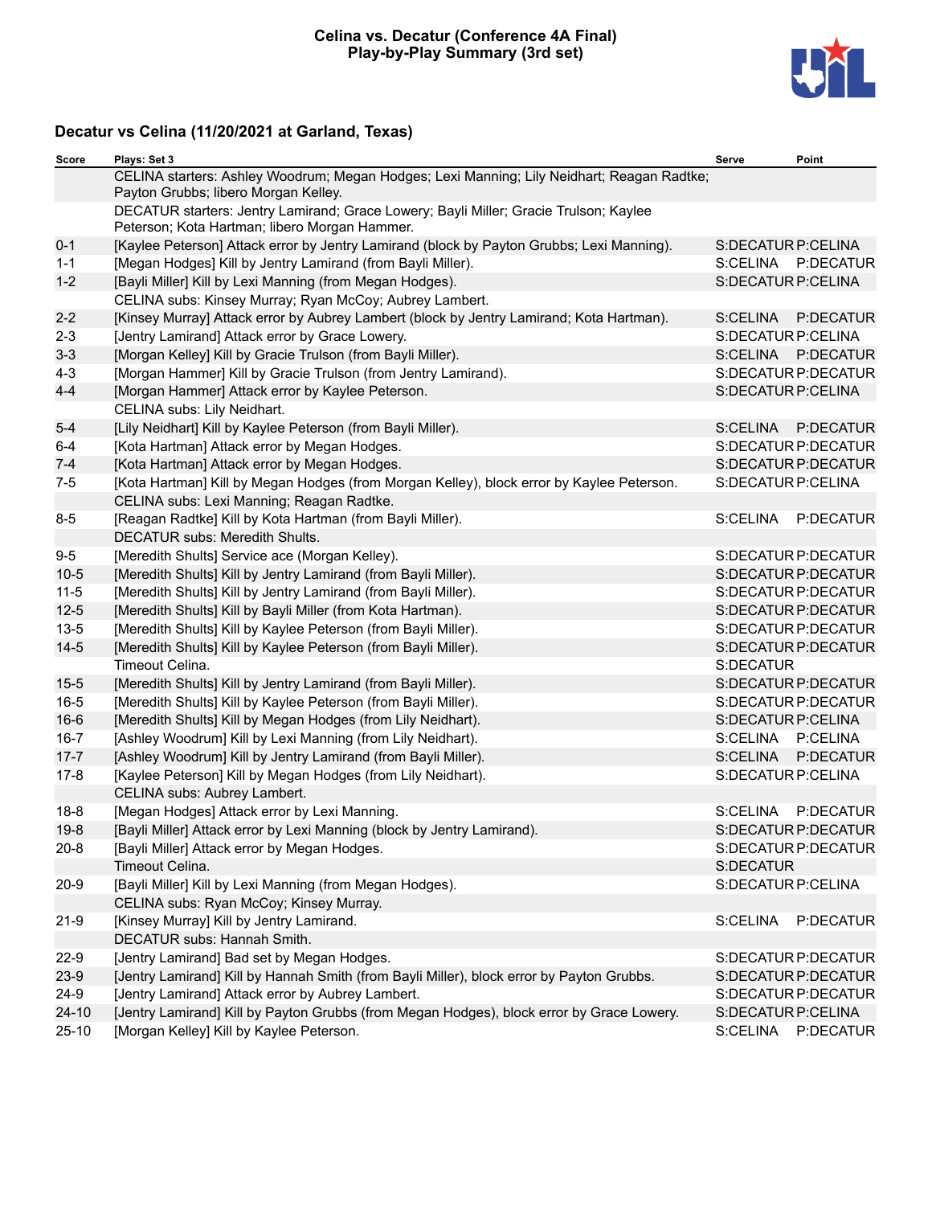**Celina vs. Decatur (Conference 4A Final)**
**Play-by-Play Summary (3rd set)**

## Decatur vs Celina (11/20/2021 at Garland, Texas)

| Score | Plays: Set 3 | Serve | Point |
|---|---|---|---|
| | CELINA starters: Ashley Woodrum; Megan Hodges; Lexi Manning; Lily Neidhart; Reagan Radtke; Payton Grubbs; libero Morgan Kelley. | | |
| | DECATUR starters: Jentry Lamirand; Grace Lowery; Bayli Miller; Gracie Trulson; Kaylee Peterson; Kota Hartman; libero Morgan Hammer. | | |
| 0-1 | [Kaylee Peterson] Attack error by Jentry Lamirand (block by Payton Grubbs; Lexi Manning). | S:DECATUR | P:CELINA |
| 1-1 | [Megan Hodges] Kill by Jentry Lamirand (from Bayli Miller). | S:CELINA | P:DECATUR |
| 1-2 | [Bayli Miller] Kill by Lexi Manning (from Megan Hodges). | S:DECATUR | P:CELINA |
| | CELINA subs: Kinsey Murray; Ryan McCoy; Aubrey Lambert. | | |
| 2-2 | [Kinsey Murray] Attack error by Aubrey Lambert (block by Jentry Lamirand; Kota Hartman). | S:CELINA | P:DECATUR |
| 2-3 | [Jentry Lamirand] Attack error by Grace Lowery. | S:DECATUR | P:CELINA |
| 3-3 | [Morgan Kelley] Kill by Gracie Trulson (from Bayli Miller). | S:CELINA | P:DECATUR |
| 4-3 | [Morgan Hammer] Kill by Gracie Trulson (from Jentry Lamirand). | S:DECATUR | P:DECATUR |
| 4-4 | [Morgan Hammer] Attack error by Kaylee Peterson. | S:DECATUR | P:CELINA |
| | CELINA subs: Lily Neidhart. | | |
| 5-4 | [Lily Neidhart] Kill by Kaylee Peterson (from Bayli Miller). | S:CELINA | P:DECATUR |
| 6-4 | [Kota Hartman] Attack error by Megan Hodges. | S:DECATUR | P:DECATUR |
| 7-4 | [Kota Hartman] Attack error by Megan Hodges. | S:DECATUR | P:DECATUR |
| 7-5 | [Kota Hartman] Kill by Megan Hodges (from Morgan Kelley), block error by Kaylee Peterson. | S:DECATUR | P:CELINA |
| | CELINA subs: Lexi Manning; Reagan Radtke. | | |
| 8-5 | [Reagan Radtke] Kill by Kota Hartman (from Bayli Miller). | S:CELINA | P:DECATUR |
| | DECATUR subs: Meredith Shults. | | |
| 9-5 | [Meredith Shults] Service ace (Morgan Kelley). | S:DECATUR | P:DECATUR |
| 10-5 | [Meredith Shults] Kill by Jentry Lamirand (from Bayli Miller). | S:DECATUR | P:DECATUR |
| 11-5 | [Meredith Shults] Kill by Jentry Lamirand (from Bayli Miller). | S:DECATUR | P:DECATUR |
| 12-5 | [Meredith Shults] Kill by Bayli Miller (from Kota Hartman). | S:DECATUR | P:DECATUR |
| 13-5 | [Meredith Shults] Kill by Kaylee Peterson (from Bayli Miller). | S:DECATUR | P:DECATUR |
| 14-5 | [Meredith Shults] Kill by Kaylee Peterson (from Bayli Miller). | S:DECATUR | P:DECATUR |
| | Timeout Celina. | S:DECATUR | |
| 15-5 | [Meredith Shults] Kill by Jentry Lamirand (from Bayli Miller). | S:DECATUR | P:DECATUR |
| 16-5 | [Meredith Shults] Kill by Kaylee Peterson (from Bayli Miller). | S:DECATUR | P:DECATUR |
| 16-6 | [Meredith Shults] Kill by Megan Hodges (from Lily Neidhart). | S:DECATUR | P:CELINA |
| 16-7 | [Ashley Woodrum] Kill by Lexi Manning (from Lily Neidhart). | S:CELINA | P:CELINA |
| 17-7 | [Ashley Woodrum] Kill by Jentry Lamirand (from Bayli Miller). | S:CELINA | P:DECATUR |
| 17-8 | [Kaylee Peterson] Kill by Megan Hodges (from Lily Neidhart). | S:DECATUR | P:CELINA |
| | CELINA subs: Aubrey Lambert. | | |
| 18-8 | [Megan Hodges] Attack error by Lexi Manning. | S:CELINA | P:DECATUR |
| 19-8 | [Bayli Miller] Attack error by Lexi Manning (block by Jentry Lamirand). | S:DECATUR | P:DECATUR |
| 20-8 | [Bayli Miller] Attack error by Megan Hodges. | S:DECATUR | P:DECATUR |
| | Timeout Celina. | S:DECATUR | |
| 20-9 | [Bayli Miller] Kill by Lexi Manning (from Megan Hodges). | S:DECATUR | P:CELINA |
| | CELINA subs: Ryan McCoy; Kinsey Murray. | | |
| 21-9 | [Kinsey Murray] Kill by Jentry Lamirand. | S:CELINA | P:DECATUR |
| | DECATUR subs: Hannah Smith. | | |
| 22-9 | [Jentry Lamirand] Bad set by Megan Hodges. | S:DECATUR | P:DECATUR |
| 23-9 | [Jentry Lamirand] Kill by Hannah Smith (from Bayli Miller), block error by Payton Grubbs. | S:DECATUR | P:DECATUR |
| 24-9 | [Jentry Lamirand] Attack error by Aubrey Lambert. | S:DECATUR | P:DECATUR |
| 24-10 | [Jentry Lamirand] Kill by Payton Grubbs (from Megan Hodges), block error by Grace Lowery. | S:DECATUR | P:CELINA |
| 25-10 | [Morgan Kelley] Kill by Kaylee Peterson. | S:CELINA | P:DECATUR |